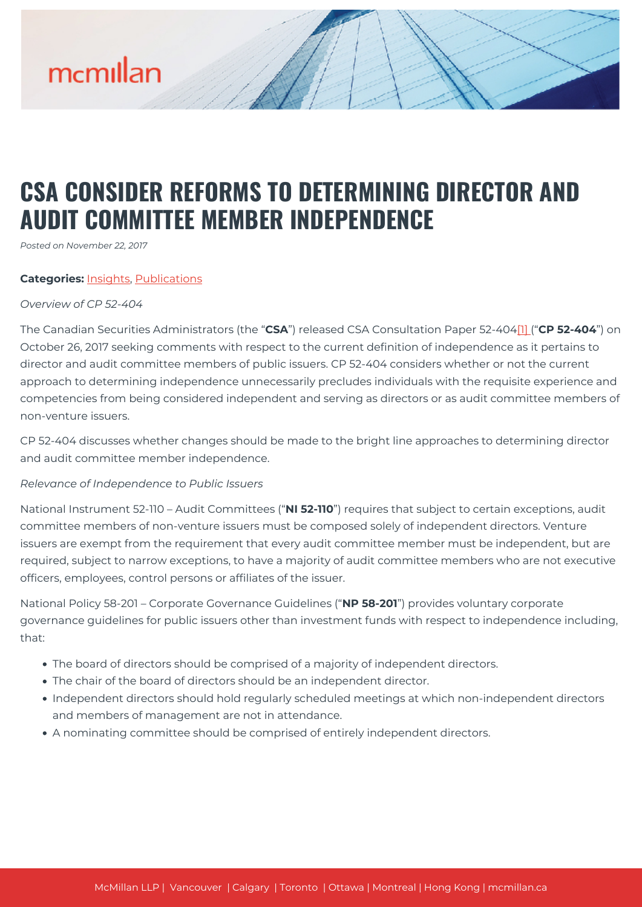# CSA CONSIDER REFORMS TO DETERMINING DIRECTOR AND AUDIT COMMITTEE MEMBER INDEPENDENCE

*Posted on November 22, 2017*

**Categories:** Insights, Publications

*Overview of CP 52-404*

The Canadian Securities Administrators (the "**CSA**") released CSA Consultation Paper 52-404[1] ("**CP 52-404**") on October 26, 2017 seeking comments with respect to the current definition of independence as it pertains to director and audit committee members of public issuers. CP 52-404 considers whether or not the current approach to determining independence unnecessarily precludes individuals with the requisite experience and competencies from being considered independent and serving as directors or as audit committee members of non-venture issuers.

CP 52-404 discusses whether changes should be made to the bright line approaches to determining director and audit committee member independence.

*Relevance of Independence to Public Issuers*

National Instrument 52-110 – Audit Committees ("**NI 52-110**") requires that subject to certain exceptions, audit committee members of non-venture issuers must be composed solely of independent directors. Venture issuers are exempt from the requirement that every audit committee member must be independent, but are required, subject to narrow exceptions, to have a majority of audit committee members who are not executive officers, employees, control persons or affiliates of the issuer.

National Policy 58-201 – Corporate Governance Guidelines ("**NP 58-201**") provides voluntary corporate governance guidelines for public issuers other than investment funds with respect to independence including, that:

- The board of directors should be comprised of a majority of independent directors.
- The chair of the board of directors should be an independent director.
- Independent directors should hold regularly scheduled meetings at which non-independent directors and members of management are not in attendance.
- A nominating committee should be comprised of entirely independent directors.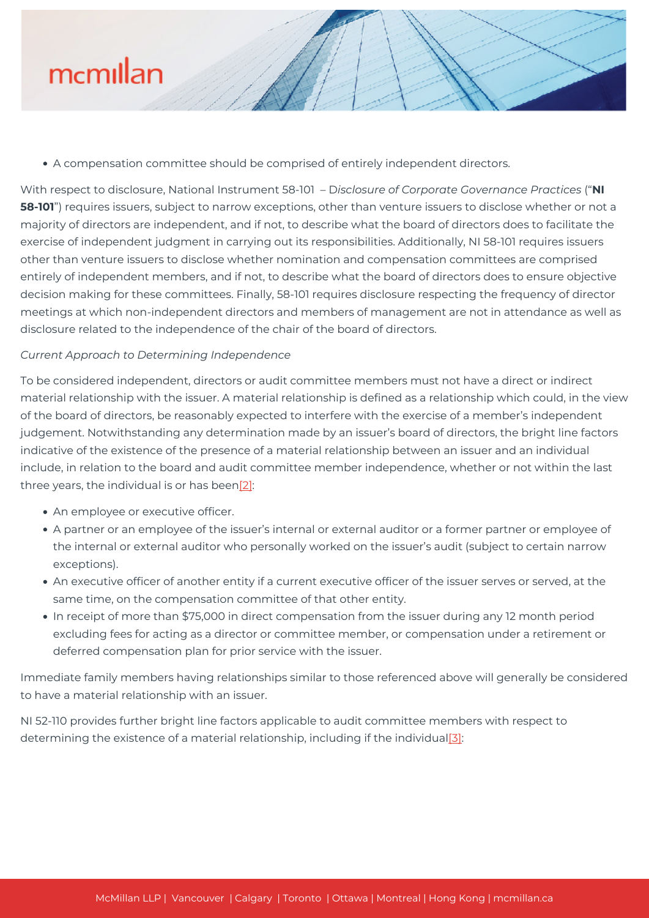- A compensation committee should be comprised of entirely independent directors.

With respect to disclosure, National Instrument 58-101 – D*isclosure of Corporate Governance Practices* ("**NI 58-101**") requires issuers, subject to narrow exceptions, other than venture issuers to disclose whether or not a majority of directors are independent, and if not, to describe what the board of directors does to facilitate the exercise of independent judgment in carrying out its responsibilities. Additionally, NI 58-101 requires issuers other than venture issuers to disclose whether nomination and compensation committees are comprised entirely of independent members, and if not, to describe what the board of directors does to ensure objective decision making for these committees. Finally, 58-101 requires disclosure respecting the frequency of director meetings at which non-independent directors and members of management are not in attendance as well as disclosure related to the independence of the chair of the board of directors.

*Current Approach to Determining Independence*

To be considered independent, directors or audit committee members must not have a direct or indirect material relationship with the issuer. A material relationship is defined as a relationship which could, in the view of the board of directors, be reasonably expected to interfere with the exercise of a member's independent judgement. Notwithstanding any determination made by an issuer's board of directors, the bright line factors indicative of the existence of the presence of a material relationship between an issuer and an individual include, in relation to the board and audit committee member independence, whether or not within the last three years, the individual is or has been[2]:

- An employee or executive officer.
- A partner or an employee of the issuer's internal or external auditor or a former partner or employee of the internal or external auditor who personally worked on the issuer's audit (subject to certain narrow exceptions).
- An executive officer of another entity if a current executive officer of the issuer serves or served, at the same time, on the compensation committee of that other entity.
- In receipt of more than $75,000 in direct compensation from the issuer during any 12 month period excluding fees for acting as a director or committee member, or compensation under a retirement or deferred compensation plan for prior service with the issuer.

Immediate family members having relationships similar to those referenced above will generally be considered to have a material relationship with an issuer.

NI 52-110 provides further bright line factors applicable to audit committee members with respect to determining the existence of a material relationship, including if the individual[3]: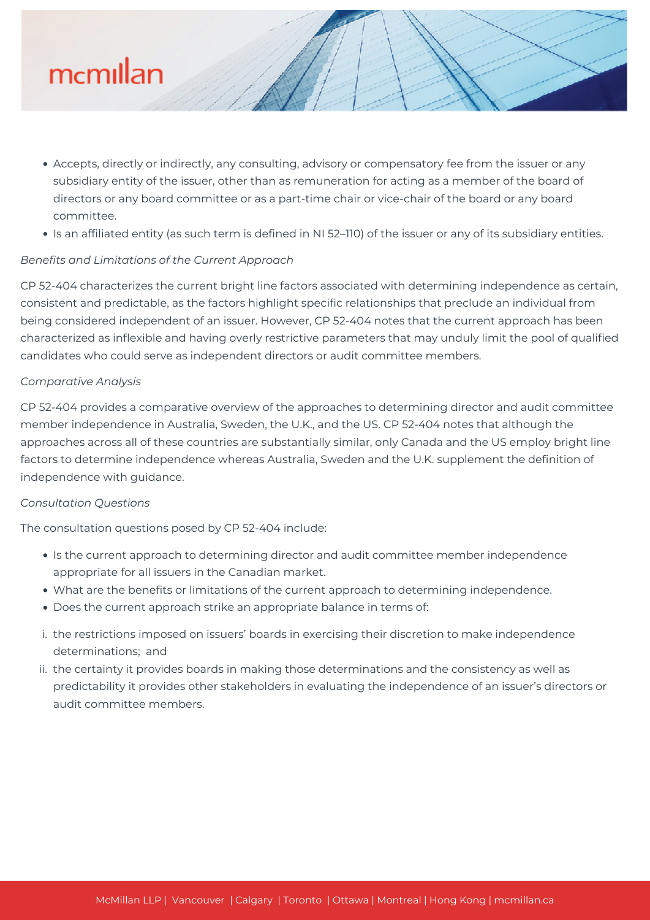- Accepts, directly or indirectly, any consulting, advisory or compensatory fee from the issuer or any subsidiary entity of the issuer, other than as remuneration for acting as a member of the board of directors or any board committee or as a part-time chair or vice-chair of the board or any board committee.
- Is an affiliated entity (as such term is defined in NI 52–110) of the issuer or any of its subsidiary entities.

*Benefits and Limitations of the Current Approach*

CP 52-404 characterizes the current bright line factors associated with determining independence as certain, consistent and predictable, as the factors highlight specific relationships that preclude an individual from being considered independent of an issuer. However, CP 52-404 notes that the current approach has been characterized as inflexible and having overly restrictive parameters that may unduly limit the pool of qualified candidates who could serve as independent directors or audit committee members.

*Comparative Analysis*

CP 52-404 provides a comparative overview of the approaches to determining director and audit committee member independence in Australia, Sweden, the U.K., and the US. CP 52-404 notes that although the approaches across all of these countries are substantially similar, only Canada and the US employ bright line factors to determine independence whereas Australia, Sweden and the U.K. supplement the definition of independence with guidance.

*Consultation Questions*

The consultation questions posed by CP 52-404 include:

- Is the current approach to determining director and audit committee member independence appropriate for all issuers in the Canadian market.
- What are the benefits or limitations of the current approach to determining independence.
- Does the current approach strike an appropriate balance in terms of:

i. the restrictions imposed on issuers' boards in exercising their discretion to make independence determinations; and
ii. the certainty it provides boards in making those determinations and the consistency as well as predictability it provides other stakeholders in evaluating the independence of an issuer's directors or audit committee members.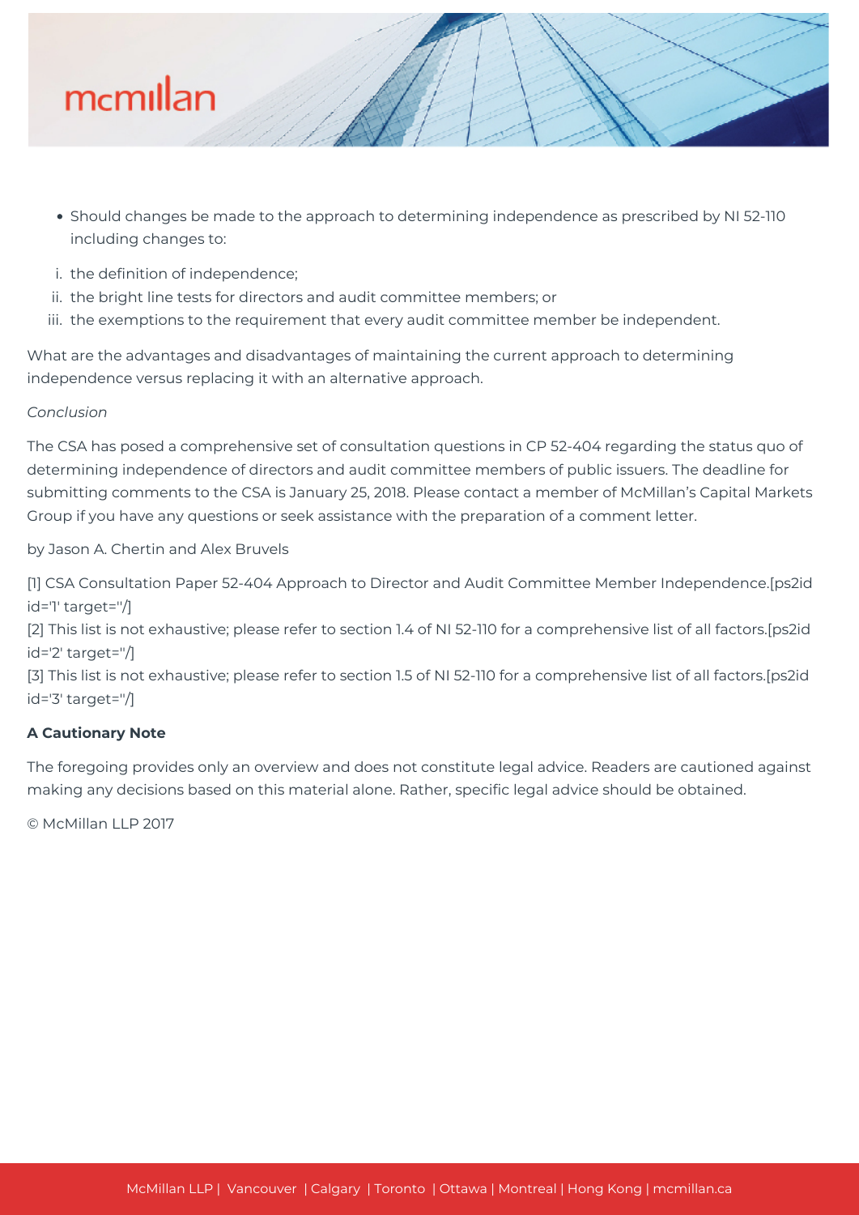- Should changes be made to the approach to determining independence as prescribed by NI 52-110 including changes to:

i. the definition of independence;
ii. the bright line tests for directors and audit committee members; or
iii. the exemptions to the requirement that every audit committee member be independent.

What are the advantages and disadvantages of maintaining the current approach to determining independence versus replacing it with an alternative approach.

*Conclusion*

The CSA has posed a comprehensive set of consultation questions in CP 52-404 regarding the status quo of determining independence of directors and audit committee members of public issuers. The deadline for submitting comments to the CSA is January 25, 2018. Please contact a member of McMillan's Capital Markets Group if you have any questions or seek assistance with the preparation of a comment letter.

by Jason A. Chertin and Alex Bruvels

[1] CSA Consultation Paper 52-404 Approach to Director and Audit Committee Member Independence.[ps2id id='1' target=''/]
[2] This list is not exhaustive; please refer to section 1.4 of NI 52-110 for a comprehensive list of all factors.[ps2id id='2' target=''/]
[3] This list is not exhaustive; please refer to section 1.5 of NI 52-110 for a comprehensive list of all factors.[ps2id id='3' target=''/]

**A Cautionary Note**

The foregoing provides only an overview and does not constitute legal advice. Readers are cautioned against making any decisions based on this material alone. Rather, specific legal advice should be obtained.

© McMillan LLP 2017